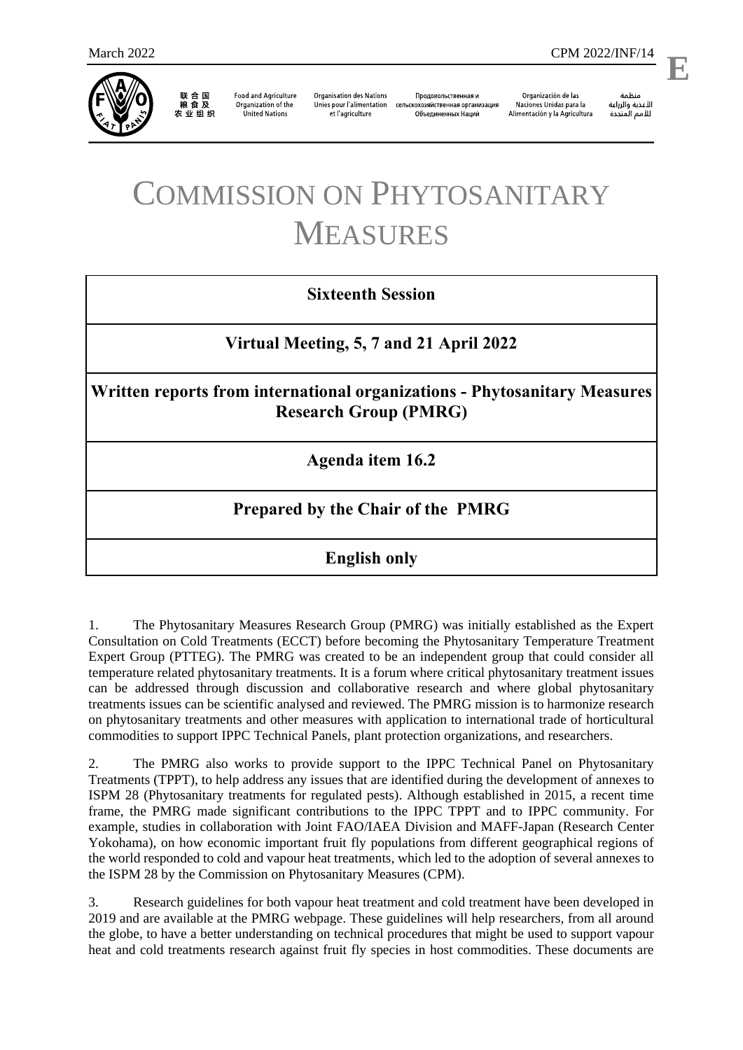# COMMISSION ON PHYTOSANITARY MEASURES

| **Sixteenth Session** |
| --- |
| **Virtual Meeting, 5, 7 and 21 April 2022** |
| **Written reports from international organizations - Phytosanitary Measures Research Group (PMRG)** |
| **Agenda item 16.2** |
| **Prepared by the Chair of the PMRG** |
| **English only** |

1. The Phytosanitary Measures Research Group (PMRG) was initially established as the Expert Consultation on Cold Treatments (ECCT) before becoming the Phytosanitary Temperature Treatment Expert Group (PTTEG). The PMRG was created to be an independent group that could consider all temperature related phytosanitary treatments. It is a forum where critical phytosanitary treatment issues can be addressed through discussion and collaborative research and where global phytosanitary treatments issues can be scientific analysed and reviewed. The PMRG mission is to harmonize research on phytosanitary treatments and other measures with application to international trade of horticultural commodities to support IPPC Technical Panels, plant protection organizations, and researchers.

2. The PMRG also works to provide support to the IPPC Technical Panel on Phytosanitary Treatments (TPPT), to help address any issues that are identified during the development of annexes to ISPM 28 (Phytosanitary treatments for regulated pests). Although established in 2015, a recent time frame, the PMRG made significant contributions to the IPPC TPPT and to IPPC community. For example, studies in collaboration with Joint FAO/IAEA Division and MAFF-Japan (Research Center Yokohama), on how economic important fruit fly populations from different geographical regions of the world responded to cold and vapour heat treatments, which led to the adoption of several annexes to the ISPM 28 by the Commission on Phytosanitary Measures (CPM).

3. Research guidelines for both vapour heat treatment and cold treatment have been developed in 2019 and are available at the PMRG webpage. These guidelines will help researchers, from all around the globe, to have a better understanding on technical procedures that might be used to support vapour heat and cold treatments research against fruit fly species in host commodities. These documents are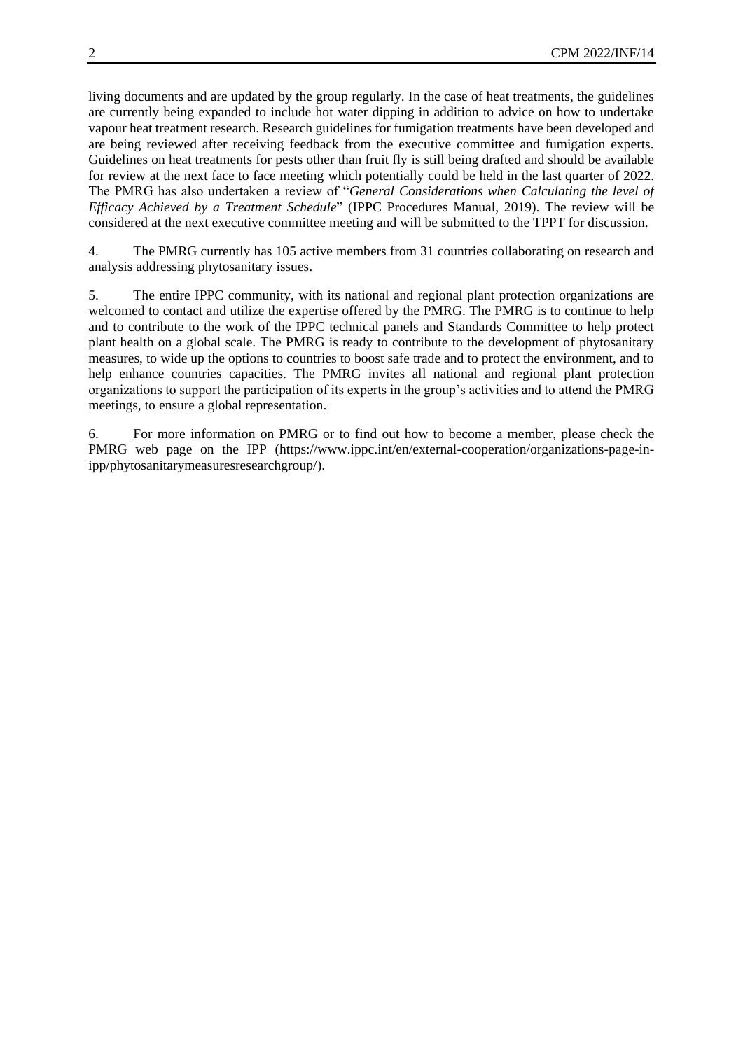living documents and are updated by the group regularly. In the case of heat treatments, the guidelines are currently being expanded to include hot water dipping in addition to advice on how to undertake vapour heat treatment research. Research guidelines for fumigation treatments have been developed and are being reviewed after receiving feedback from the executive committee and fumigation experts. Guidelines on heat treatments for pests other than fruit fly is still being drafted and should be available for review at the next face to face meeting which potentially could be held in the last quarter of 2022. The PMRG has also undertaken a review of "*General Considerations when Calculating the level of Efficacy Achieved by a Treatment Schedule*" (IPPC Procedures Manual, 2019). The review will be considered at the next executive committee meeting and will be submitted to the TPPT for discussion.

4. The PMRG currently has 105 active members from 31 countries collaborating on research and analysis addressing phytosanitary issues.

5. The entire IPPC community, with its national and regional plant protection organizations are welcomed to contact and utilize the expertise offered by the PMRG. The PMRG is to continue to help and to contribute to the work of the IPPC technical panels and Standards Committee to help protect plant health on a global scale. The PMRG is ready to contribute to the development of phytosanitary measures, to wide up the options to countries to boost safe trade and to protect the environment, and to help enhance countries capacities. The PMRG invites all national and regional plant protection organizations to support the participation of its experts in the group's activities and to attend the PMRG meetings, to ensure a global representation.

6. For more information on PMRG or to find out how to become a member, please check the PMRG web page on the IPP (https://www.ippc.int/en/external-cooperation/organizations-page-in-ipp/phytosanitarymeasuresresearchgroup/).